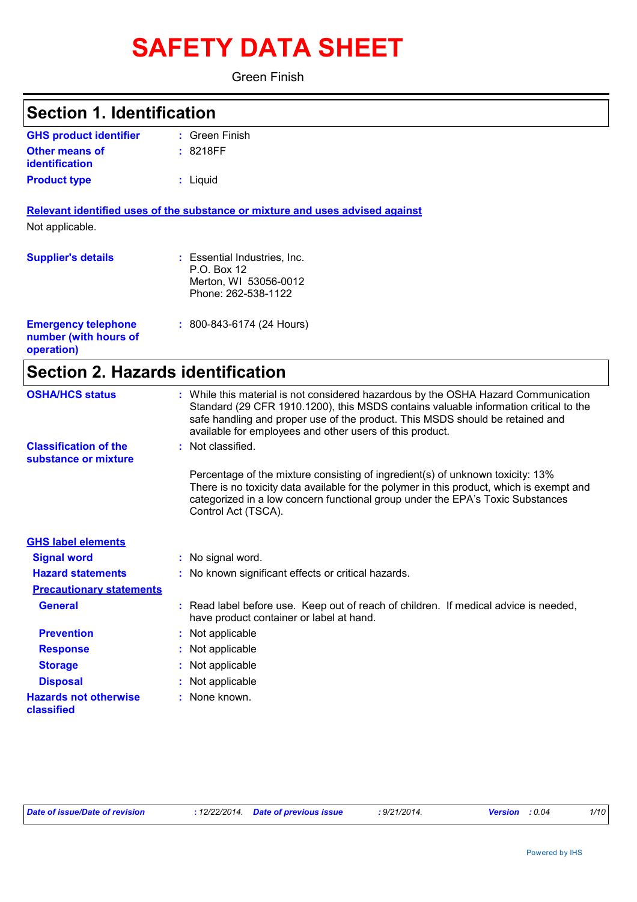# SAFETY DATA SHEET

Green Finish

## Section 1. Identification

| | |
|---|---|
| **GHS product identifier** | : Green Finish |
| **Other means of identification** | : 8218FF |
| **Product type** | : Liquid |

**Relevant identified uses of the substance or mixture and uses advised against**

Not applicable.

| | |
|---|---|
| **Supplier's details** | : Essential Industries, Inc.<br>P.O. Box 12<br>Merton, WI 53056-0012<br>Phone: 262-538-1122 |
| **Emergency telephone number (with hours of operation)** | : 800-843-6174 (24 Hours) |

## Section 2. Hazards identification

| | |
|---|---|
| **OSHA/HCS status** | : While this material is not considered hazardous by the OSHA Hazard Communication Standard (29 CFR 1910.1200), this MSDS contains valuable information critical to the safe handling and proper use of the product. This MSDS should be retained and available for employees and other users of this product. |
| **Classification of the substance or mixture** | : Not classified.<br><br>Percentage of the mixture consisting of ingredient(s) of unknown toxicity: 13%<br>There is no toxicity data available for the polymer in this product, which is exempt and categorized in a low concern functional group under the EPA's Toxic Substances Control Act (TSCA). |

**GHS label elements**

| | |
|---|---|
| **Signal word** | : No signal word. |
| **Hazard statements** | : No known significant effects or critical hazards. |

**Precautionary statements**

| | |
|---|---|
| **General** | : Read label before use. Keep out of reach of children. If medical advice is needed, have product container or label at hand. |
| **Prevention** | : Not applicable |
| **Response** | : Not applicable |
| **Storage** | : Not applicable |
| **Disposal** | : Not applicable |
| **Hazards not otherwise classified** | : None known. |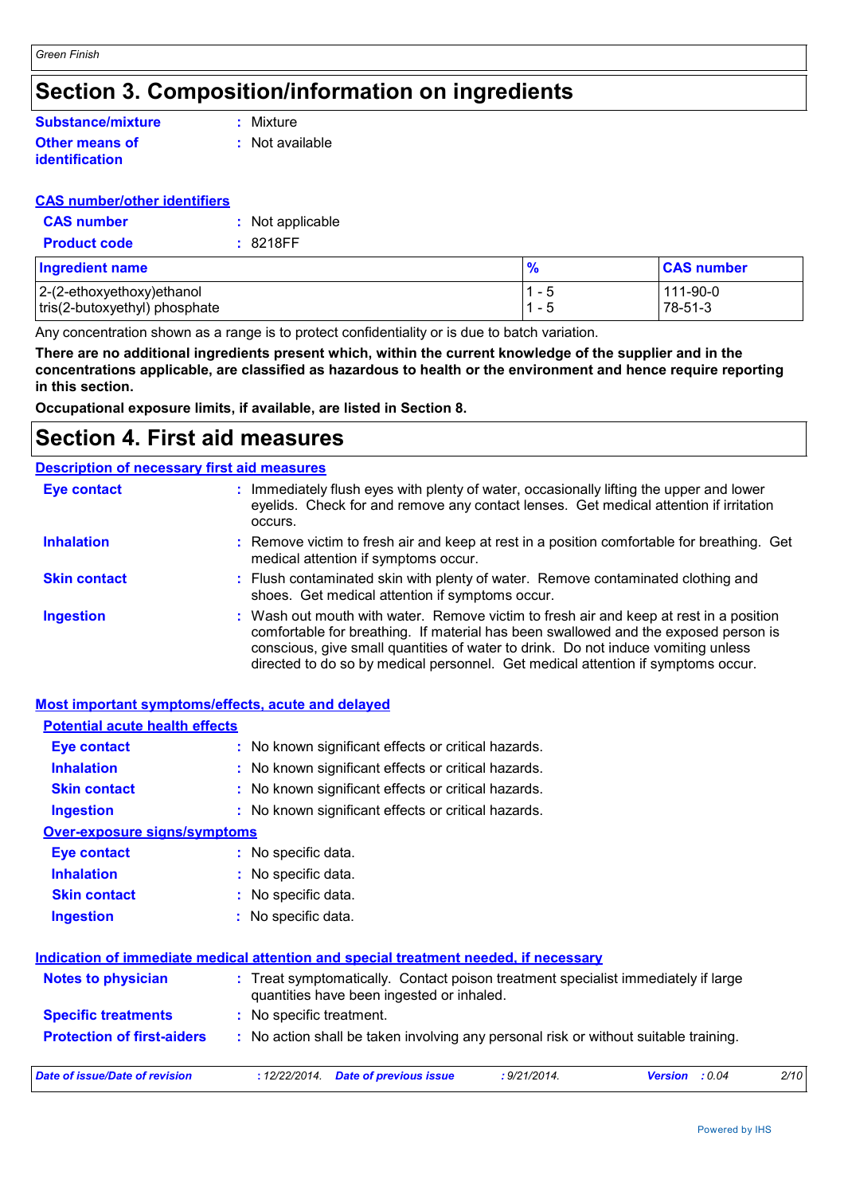# Section 3. Composition/information on ingredients

**Substance/mixture** : Mixture

**Other means of identification** : Not available

**CAS number/other identifiers**

**CAS number** : Not applicable

**Product code** : 8218FF

| Ingredient name | % | CAS number |
|---|---|---|
| 2-(2-ethoxyethoxy)ethanol | 1 - 5 | 111-90-0 |
| tris(2-butoxyethyl) phosphate | 1 - 5 | 78-51-3 |

Any concentration shown as a range is to protect confidentiality or is due to batch variation.

**There are no additional ingredients present which, within the current knowledge of the supplier and in the concentrations applicable, are classified as hazardous to health or the environment and hence require reporting in this section.**

**Occupational exposure limits, if available, are listed in Section 8.**

# Section 4. First aid measures

**Description of necessary first aid measures**

**Eye contact** : Immediately flush eyes with plenty of water, occasionally lifting the upper and lower eyelids. Check for and remove any contact lenses. Get medical attention if irritation occurs.

**Inhalation** : Remove victim to fresh air and keep at rest in a position comfortable for breathing. Get medical attention if symptoms occur.

**Skin contact** : Flush contaminated skin with plenty of water. Remove contaminated clothing and shoes. Get medical attention if symptoms occur.

**Ingestion** : Wash out mouth with water. Remove victim to fresh air and keep at rest in a position comfortable for breathing. If material has been swallowed and the exposed person is conscious, give small quantities of water to drink. Do not induce vomiting unless directed to do so by medical personnel. Get medical attention if symptoms occur.

**Most important symptoms/effects, acute and delayed**

**Potential acute health effects**

**Eye contact** : No known significant effects or critical hazards.

**Inhalation** : No known significant effects or critical hazards.

**Skin contact** : No known significant effects or critical hazards.

**Ingestion** : No known significant effects or critical hazards.

**Over-exposure signs/symptoms**

**Eye contact** : No specific data.

**Inhalation** : No specific data.

**Skin contact** : No specific data.

**Ingestion** : No specific data.

**Indication of immediate medical attention and special treatment needed, if necessary**

**Notes to physician** : Treat symptomatically. Contact poison treatment specialist immediately if large quantities have been ingested or inhaled.

**Specific treatments** : No specific treatment.

**Protection of first-aiders** : No action shall be taken involving any personal risk or without suitable training.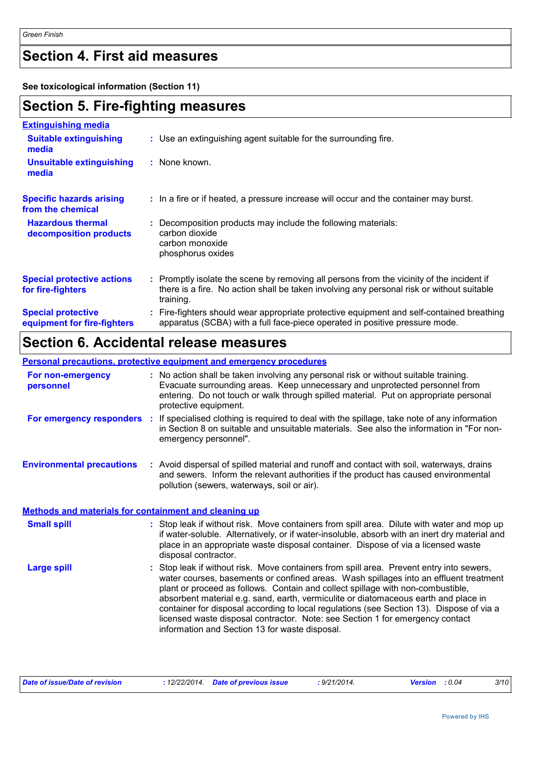## Section 4. First aid measures

**See toxicological information (Section 11)**

## Section 5. Fire-fighting measures

**Extinguishing media**

**Suitable extinguishing media** : Use an extinguishing agent suitable for the surrounding fire.

**Unsuitable extinguishing media** : None known.

**Specific hazards arising from the chemical** : In a fire or if heated, a pressure increase will occur and the container may burst.

**Hazardous thermal decomposition products** : Decomposition products may include the following materials:
carbon dioxide
carbon monoxide
phosphorus oxides

**Special protective actions for fire-fighters** : Promptly isolate the scene by removing all persons from the vicinity of the incident if there is a fire. No action shall be taken involving any personal risk or without suitable training.

**Special protective equipment for fire-fighters** : Fire-fighters should wear appropriate protective equipment and self-contained breathing apparatus (SCBA) with a full face-piece operated in positive pressure mode.

## Section 6. Accidental release measures

**Personal precautions, protective equipment and emergency procedures**

**For non-emergency personnel** : No action shall be taken involving any personal risk or without suitable training. Evacuate surrounding areas. Keep unnecessary and unprotected personnel from entering. Do not touch or walk through spilled material. Put on appropriate personal protective equipment.

**For emergency responders** : If specialised clothing is required to deal with the spillage, take note of any information in Section 8 on suitable and unsuitable materials. See also the information in "For non-emergency personnel".

**Environmental precautions** : Avoid dispersal of spilled material and runoff and contact with soil, waterways, drains and sewers. Inform the relevant authorities if the product has caused environmental pollution (sewers, waterways, soil or air).

**Methods and materials for containment and cleaning up**

**Small spill** : Stop leak if without risk. Move containers from spill area. Dilute with water and mop up if water-soluble. Alternatively, or if water-insoluble, absorb with an inert dry material and place in an appropriate waste disposal container. Dispose of via a licensed waste disposal contractor.

**Large spill** : Stop leak if without risk. Move containers from spill area. Prevent entry into sewers, water courses, basements or confined areas. Wash spillages into an effluent treatment plant or proceed as follows. Contain and collect spillage with non-combustible, absorbent material e.g. sand, earth, vermiculite or diatomaceous earth and place in container for disposal according to local regulations (see Section 13). Dispose of via a licensed waste disposal contractor. Note: see Section 1 for emergency contact information and Section 13 for waste disposal.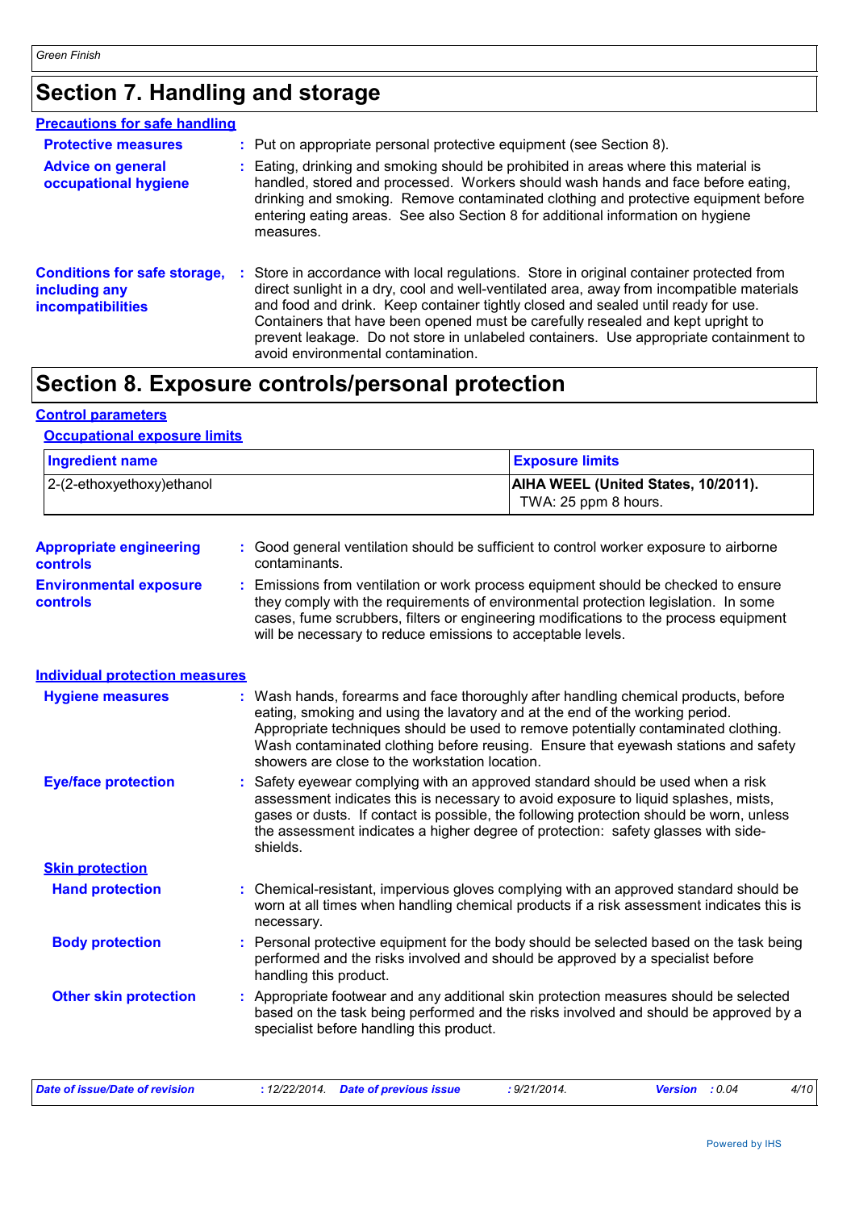# Section 7. Handling and storage

## Precautions for safe handling

**Protective measures** : Put on appropriate personal protective equipment (see Section 8).

**Advice on general occupational hygiene** : Eating, drinking and smoking should be prohibited in areas where this material is handled, stored and processed. Workers should wash hands and face before eating, drinking and smoking. Remove contaminated clothing and protective equipment before entering eating areas. See also Section 8 for additional information on hygiene measures.

**Conditions for safe storage, including any incompatibilities** : Store in accordance with local regulations. Store in original container protected from direct sunlight in a dry, cool and well-ventilated area, away from incompatible materials and food and drink. Keep container tightly closed and sealed until ready for use. Containers that have been opened must be carefully resealed and kept upright to prevent leakage. Do not store in unlabeled containers. Use appropriate containment to avoid environmental contamination.

# Section 8. Exposure controls/personal protection

## Control parameters

### Occupational exposure limits

| Ingredient name | Exposure limits |
| --- | --- |
| 2-(2-ethoxyethoxy)ethanol | **AIHA WEEL (United States, 10/2011).** TWA: 25 ppm 8 hours. |

**Appropriate engineering controls** : Good general ventilation should be sufficient to control worker exposure to airborne contaminants.

**Environmental exposure controls** : Emissions from ventilation or work process equipment should be checked to ensure they comply with the requirements of environmental protection legislation. In some cases, fume scrubbers, filters or engineering modifications to the process equipment will be necessary to reduce emissions to acceptable levels.

## Individual protection measures

**Hygiene measures** : Wash hands, forearms and face thoroughly after handling chemical products, before eating, smoking and using the lavatory and at the end of the working period. Appropriate techniques should be used to remove potentially contaminated clothing. Wash contaminated clothing before reusing. Ensure that eyewash stations and safety showers are close to the workstation location.

**Eye/face protection** : Safety eyewear complying with an approved standard should be used when a risk assessment indicates this is necessary to avoid exposure to liquid splashes, mists, gases or dusts. If contact is possible, the following protection should be worn, unless the assessment indicates a higher degree of protection: safety glasses with side-shields.

### Skin protection

**Hand protection** : Chemical-resistant, impervious gloves complying with an approved standard should be worn at all times when handling chemical products if a risk assessment indicates this is necessary.

**Body protection** : Personal protective equipment for the body should be selected based on the task being performed and the risks involved and should be approved by a specialist before handling this product.

**Other skin protection** : Appropriate footwear and any additional skin protection measures should be selected based on the task being performed and the risks involved and should be approved by a specialist before handling this product.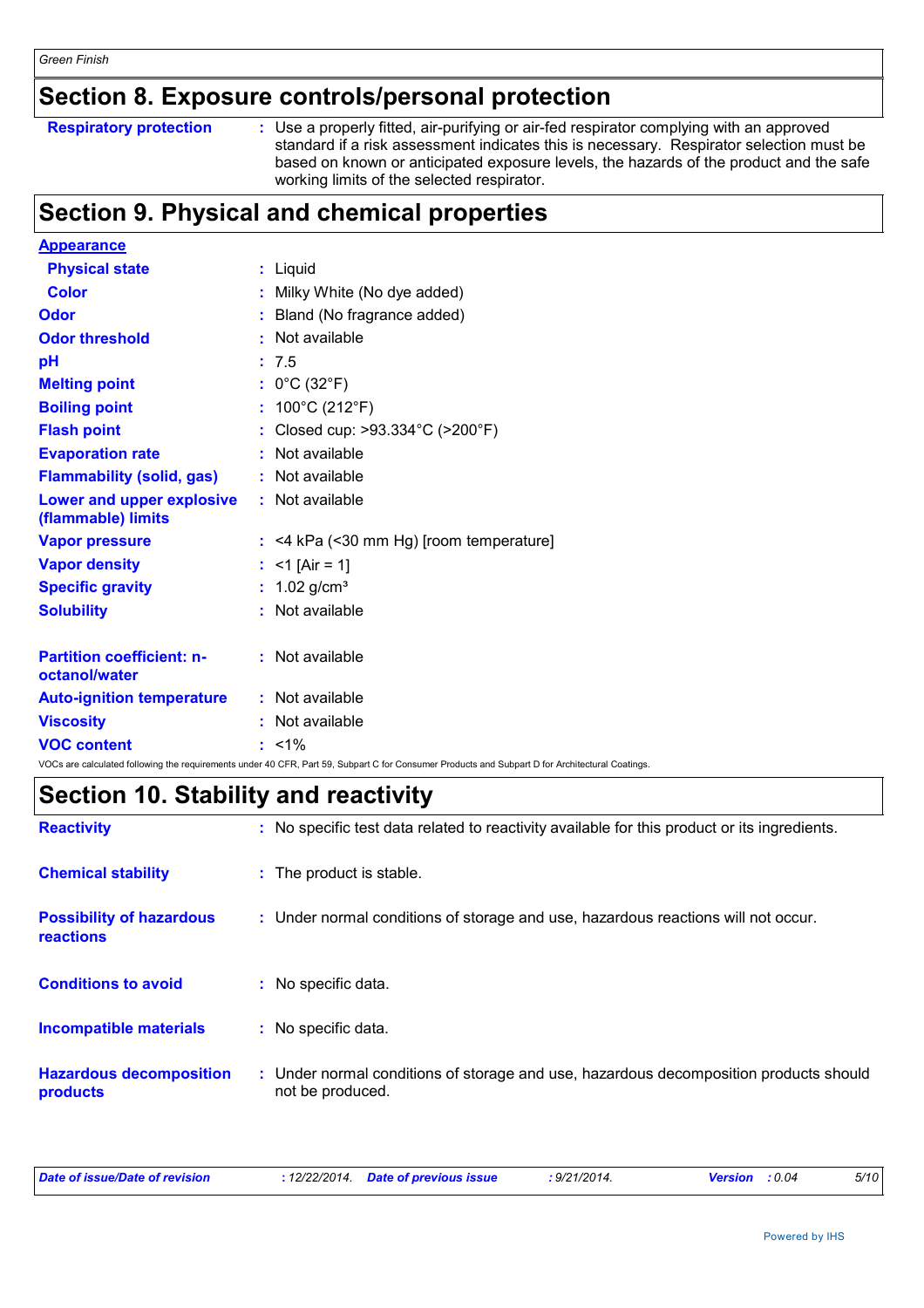## Section 8. Exposure controls/personal protection

| | |
|---|---|
| **Respiratory protection** | : Use a properly fitted, air-purifying or air-fed respirator complying with an approved standard if a risk assessment indicates this is necessary. Respirator selection must be based on known or anticipated exposure levels, the hazards of the product and the safe working limits of the selected respirator. |

## Section 9. Physical and chemical properties

**Appearance**

| | |
|---|---|
| **Physical state** | : Liquid |
| **Color** | : Milky White (No dye added) |
| **Odor** | : Bland (No fragrance added) |
| **Odor threshold** | : Not available |
| **pH** | : 7.5 |
| **Melting point** | : 0°C (32°F) |
| **Boiling point** | : 100°C (212°F) |
| **Flash point** | : Closed cup: >93.334°C (>200°F) |
| **Evaporation rate** | : Not available |
| **Flammability (solid, gas)** | : Not available |
| **Lower and upper explosive (flammable) limits** | : Not available |
| **Vapor pressure** | : <4 kPa (<30 mm Hg) [room temperature] |
| **Vapor density** | : <1 [Air = 1] |
| **Specific gravity** | : 1.02 g/cm³ |
| **Solubility** | : Not available |
| **Partition coefficient: n-octanol/water** | : Not available |
| **Auto-ignition temperature** | : Not available |
| **Viscosity** | : Not available |
| **VOC content** | : <1% |

VOCs are calculated following the requirements under 40 CFR, Part 59, Subpart C for Consumer Products and Subpart D for Architectural Coatings.

## Section 10. Stability and reactivity

| | |
|---|---|
| **Reactivity** | : No specific test data related to reactivity available for this product or its ingredients. |
| **Chemical stability** | : The product is stable. |
| **Possibility of hazardous reactions** | : Under normal conditions of storage and use, hazardous reactions will not occur. |
| **Conditions to avoid** | : No specific data. |
| **Incompatible materials** | : No specific data. |
| **Hazardous decomposition products** | : Under normal conditions of storage and use, hazardous decomposition products should not be produced. |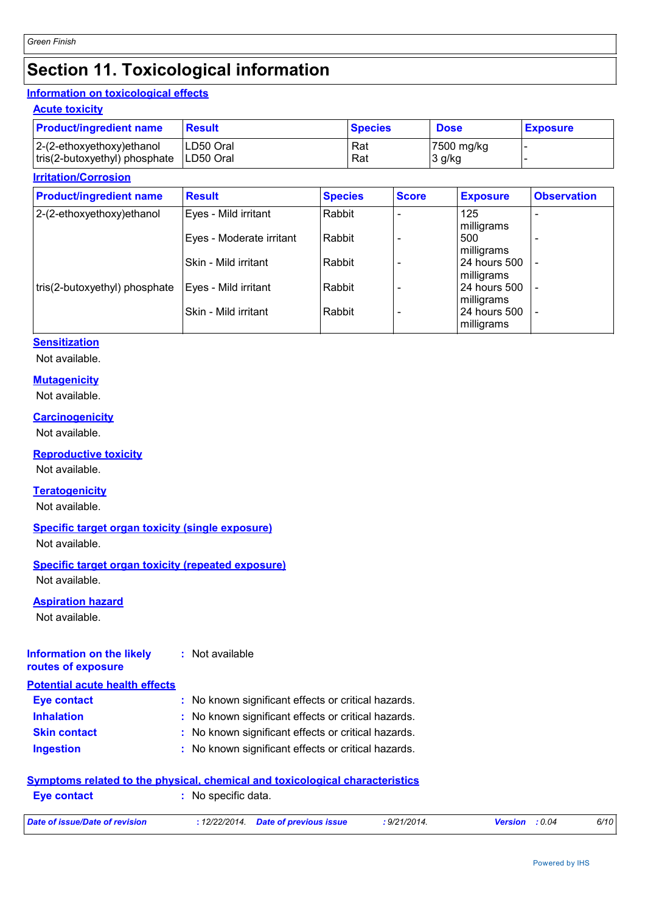# Section 11. Toxicological information

## Information on toxicological effects

### Acute toxicity

| Product/ingredient name | Result | Species | Dose | Exposure |
|---|---|---|---|---|
| 2-(2-ethoxyethoxy)ethanol | LD50 Oral | Rat | 7500 mg/kg | - |
| tris(2-butoxyethyl) phosphate | LD50 Oral | Rat | 3 g/kg | - |

### Irritation/Corrosion

| Product/ingredient name | Result | Species | Score | Exposure | Observation |
|---|---|---|---|---|---|
| 2-(2-ethoxyethoxy)ethanol | Eyes - Mild irritant | Rabbit | - | 125 milligrams | - |
| | Eyes - Moderate irritant | Rabbit | - | 500 milligrams | - |
| | Skin - Mild irritant | Rabbit | - | 24 hours 500 milligrams | - |
| tris(2-butoxyethyl) phosphate | Eyes - Mild irritant | Rabbit | - | 24 hours 500 milligrams | - |
| | Skin - Mild irritant | Rabbit | - | 24 hours 500 milligrams | - |

### Sensitization

Not available.

### Mutagenicity

Not available.

### Carcinogenicity

Not available.

### Reproductive toxicity

Not available.

### Teratogenicity

Not available.

### Specific target organ toxicity (single exposure)

Not available.

### Specific target organ toxicity (repeated exposure)

Not available.

### Aspiration hazard

Not available.

**Information on the likely routes of exposure** : Not available

## Potential acute health effects

**Eye contact** : No known significant effects or critical hazards.

**Inhalation** : No known significant effects or critical hazards.

**Skin contact** : No known significant effects or critical hazards.

**Ingestion** : No known significant effects or critical hazards.

## Symptoms related to the physical, chemical and toxicological characteristics

**Eye contact** : No specific data.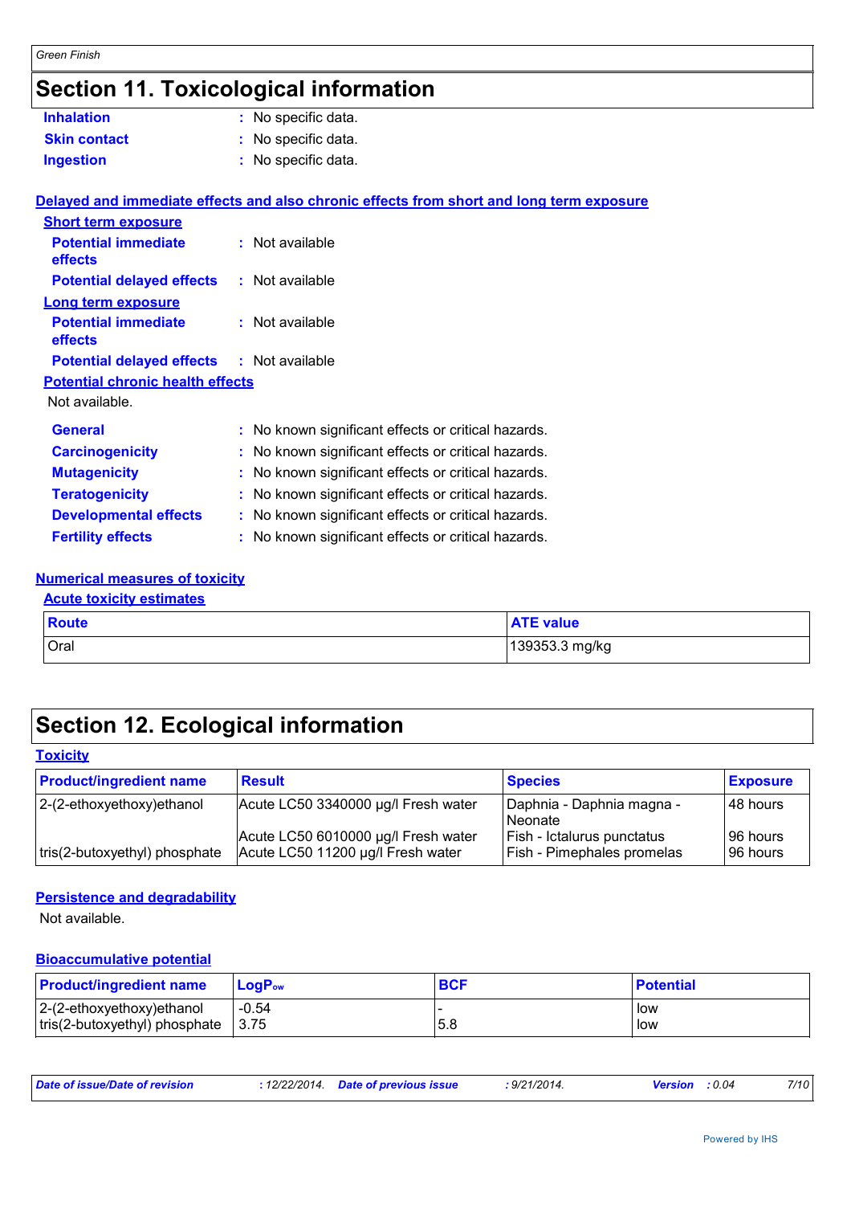# Section 11. Toxicological information

**Inhalation** : No specific data.

**Skin contact** : No specific data.

**Ingestion** : No specific data.

## Delayed and immediate effects and also chronic effects from short and long term exposure

### Short term exposure

**Potential immediate effects** : Not available

**Potential delayed effects** : Not available

### Long term exposure

**Potential immediate effects** : Not available

**Potential delayed effects** : Not available

### Potential chronic health effects

Not available.

**General** : No known significant effects or critical hazards.

**Carcinogenicity** : No known significant effects or critical hazards.

**Mutagenicity** : No known significant effects or critical hazards.

**Teratogenicity** : No known significant effects or critical hazards.

**Developmental effects** : No known significant effects or critical hazards.

**Fertility effects** : No known significant effects or critical hazards.

## Numerical measures of toxicity

### Acute toxicity estimates

| Route | ATE value |
|---|---|
| Oral | 139353.3 mg/kg |

# Section 12. Ecological information

## Toxicity

| Product/ingredient name | Result | Species | Exposure |
|---|---|---|---|
| 2-(2-ethoxyethoxy)ethanol | Acute LC50 3340000 µg/l Fresh water | Daphnia - Daphnia magna - Neonate | 48 hours |
| | Acute LC50 6010000 µg/l Fresh water | Fish - Ictalurus punctatus | 96 hours |
| tris(2-butoxyethyl) phosphate | Acute LC50 11200 µg/l Fresh water | Fish - Pimephales promelas | 96 hours |

## Persistence and degradability

Not available.

## Bioaccumulative potential

| Product/ingredient name | $LogP_{ow}$ | BCF | Potential |
|---|---|---|---|
| 2-(2-ethoxyethoxy)ethanol | -0.54 | - | low |
| tris(2-butoxyethyl) phosphate | 3.75 | 5.8 | low |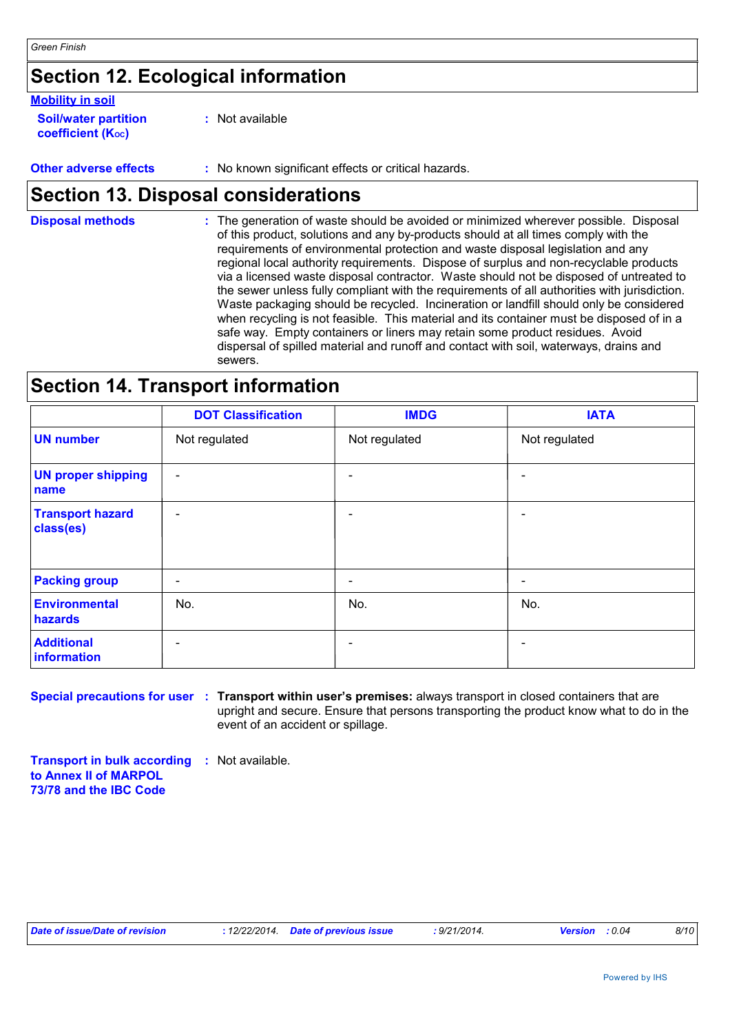## Section 12. Ecological information

**Mobility in soil**

**Soil/water partition coefficient ($K_{OC}$)** : Not available

**Other adverse effects** : No known significant effects or critical hazards.

## Section 13. Disposal considerations

**Disposal methods** : The generation of waste should be avoided or minimized wherever possible. Disposal of this product, solutions and any by-products should at all times comply with the requirements of environmental protection and waste disposal legislation and any regional local authority requirements. Dispose of surplus and non-recyclable products via a licensed waste disposal contractor. Waste should not be disposed of untreated to the sewer unless fully compliant with the requirements of all authorities with jurisdiction. Waste packaging should be recycled. Incineration or landfill should only be considered when recycling is not feasible. This material and its container must be disposed of in a safe way. Empty containers or liners may retain some product residues. Avoid dispersal of spilled material and runoff and contact with soil, waterways, drains and sewers.

## Section 14. Transport information

| | DOT Classification | IMDG | IATA |
|---|---|---|---|
| **UN number** | Not regulated | Not regulated | Not regulated |
| **UN proper shipping name** | - | - | - |
| **Transport hazard class(es)** | - | - | - |
| **Packing group** | - | - | - |
| **Environmental hazards** | No. | No. | No. |
| **Additional information** | - | - | - |

**Special precautions for user** : **Transport within user's premises:** always transport in closed containers that are upright and secure. Ensure that persons transporting the product know what to do in the event of an accident or spillage.

**Transport in bulk according to Annex II of MARPOL 73/78 and the IBC Code** : Not available.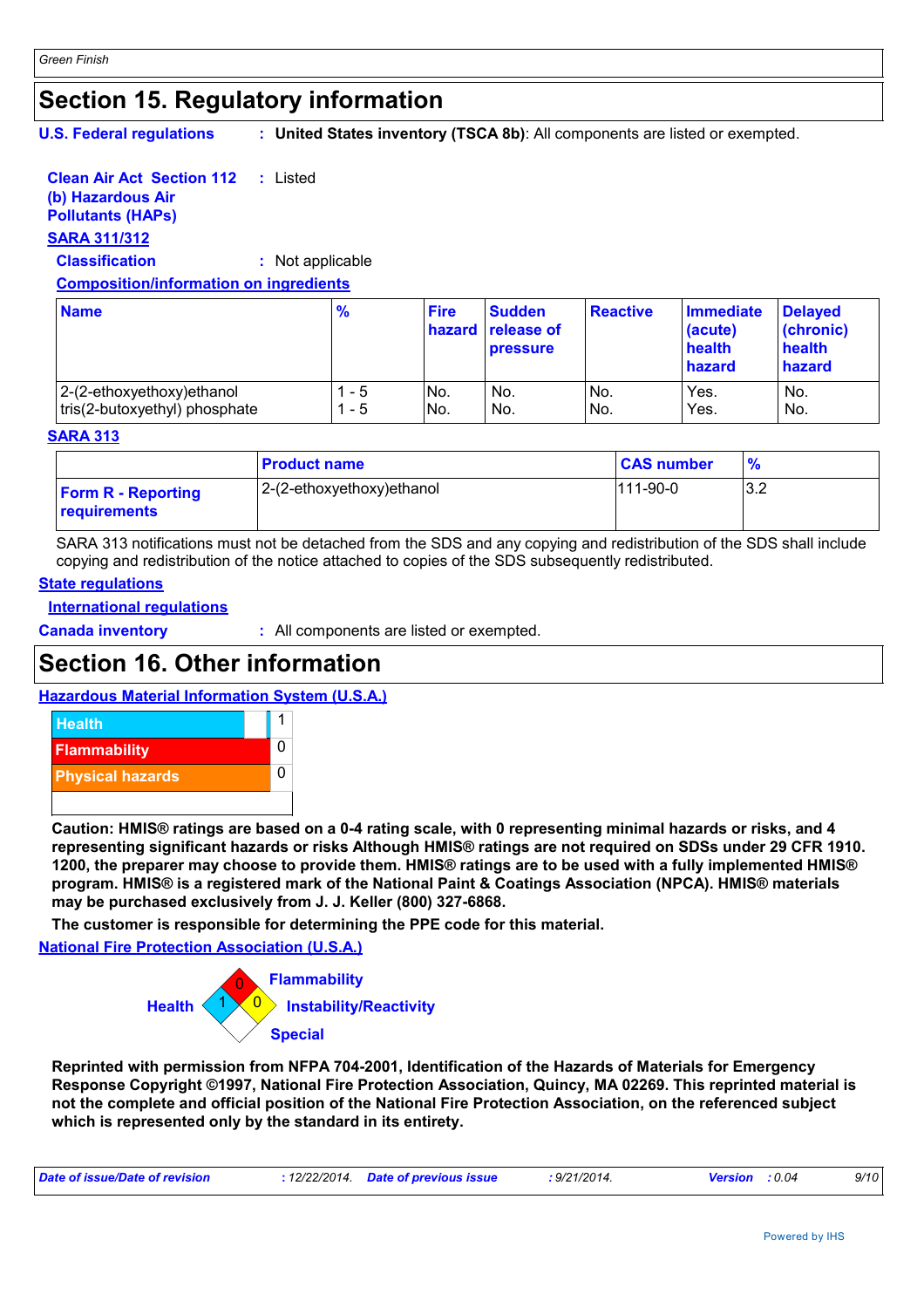# Section 15. Regulatory information

**U.S. Federal regulations** : **United States inventory (TSCA 8b)**: All components are listed or exempted.

**Clean Air Act Section 112 (b) Hazardous Air Pollutants (HAPs)** : Listed

**SARA 311/312**

**Classification** : Not applicable

**Composition/information on ingredients**

| Name | % | Fire hazard | Sudden release of pressure | Reactive | Immediate (acute) health hazard | Delayed (chronic) health hazard |
|---|---|---|---|---|---|---|
| 2-(2-ethoxyethoxy)ethanol | 1 - 5 | No. | No. | No. | Yes. | No. |
| tris(2-butoxyethyl) phosphate | 1 - 5 | No. | No. | No. | Yes. | No. |

**SARA 313**

| | Product name | CAS number | % |
|---|---|---|---|
| **Form R - Reporting requirements** | 2-(2-ethoxyethoxy)ethanol | 111-90-0 | 3.2 |

SARA 313 notifications must not be detached from the SDS and any copying and redistribution of the SDS shall include copying and redistribution of the notice attached to copies of the SDS subsequently redistributed.

**State regulations**

**International regulations**

**Canada inventory** : All components are listed or exempted.

# Section 16. Other information

**Hazardous Material Information System (U.S.A.)**

| | |
|---|---|
| Health | 1 |
| Flammability | 0 |
| Physical hazards | 0 |

**Caution: HMIS® ratings are based on a 0-4 rating scale, with 0 representing minimal hazards or risks, and 4 representing significant hazards or risks Although HMIS® ratings are not required on SDSs under 29 CFR 1910. 1200, the preparer may choose to provide them. HMIS® ratings are to be used with a fully implemented HMIS® program. HMIS® is a registered mark of the National Paint & Coatings Association (NPCA). HMIS® materials may be purchased exclusively from J. J. Keller (800) 327-6868.**

**The customer is responsible for determining the PPE code for this material.**

**National Fire Protection Association (U.S.A.)**

Health: 1
Flammability: 0
Instability/Reactivity: 0
Special:

**Reprinted with permission from NFPA 704-2001, Identification of the Hazards of Materials for Emergency Response Copyright ©1997, National Fire Protection Association, Quincy, MA 02269. This reprinted material is not the complete and official position of the National Fire Protection Association, on the referenced subject which is represented only by the standard in its entirety.**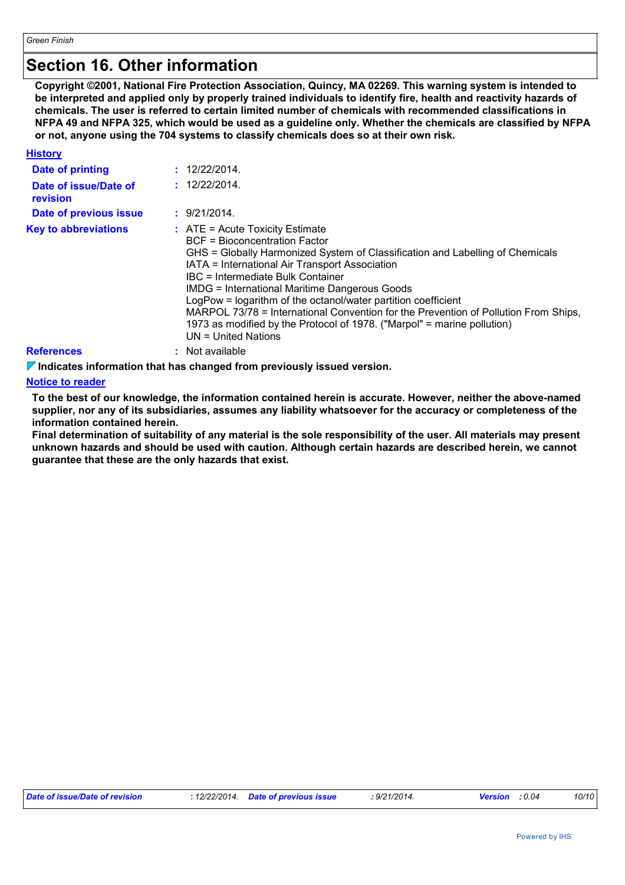# Section 16. Other information

**Copyright ©2001, National Fire Protection Association, Quincy, MA 02269. This warning system is intended to be interpreted and applied only by properly trained individuals to identify fire, health and reactivity hazards of chemicals. The user is referred to certain limited number of chemicals with recommended classifications in NFPA 49 and NFPA 325, which would be used as a guideline only. Whether the chemicals are classified by NFPA or not, anyone using the 704 systems to classify chemicals does so at their own risk.**

## History

| | | |
|---|---|---|
| **Date of printing** | : | 12/22/2014. |
| **Date of issue/Date of revision** | : | 12/22/2014. |
| **Date of previous issue** | : | 9/21/2014. |
| **Key to abbreviations** | : | ATE = Acute Toxicity Estimate<br>BCF = Bioconcentration Factor<br>GHS = Globally Harmonized System of Classification and Labelling of Chemicals<br>IATA = International Air Transport Association<br>IBC = Intermediate Bulk Container<br>IMDG = International Maritime Dangerous Goods<br>LogPow = logarithm of the octanol/water partition coefficient<br>MARPOL 73/78 = International Convention for the Prevention of Pollution From Ships, 1973 as modified by the Protocol of 1978. ("Marpol" = marine pollution)<br>UN = United Nations |
| **References** | : | Not available |

**Indicates information that has changed from previously issued version.**

## Notice to reader

**To the best of our knowledge, the information contained herein is accurate. However, neither the above-named supplier, nor any of its subsidiaries, assumes any liability whatsoever for the accuracy or completeness of the information contained herein.**

**Final determination of suitability of any material is the sole responsibility of the user. All materials may present unknown hazards and should be used with caution. Although certain hazards are described herein, we cannot guarantee that these are the only hazards that exist.**